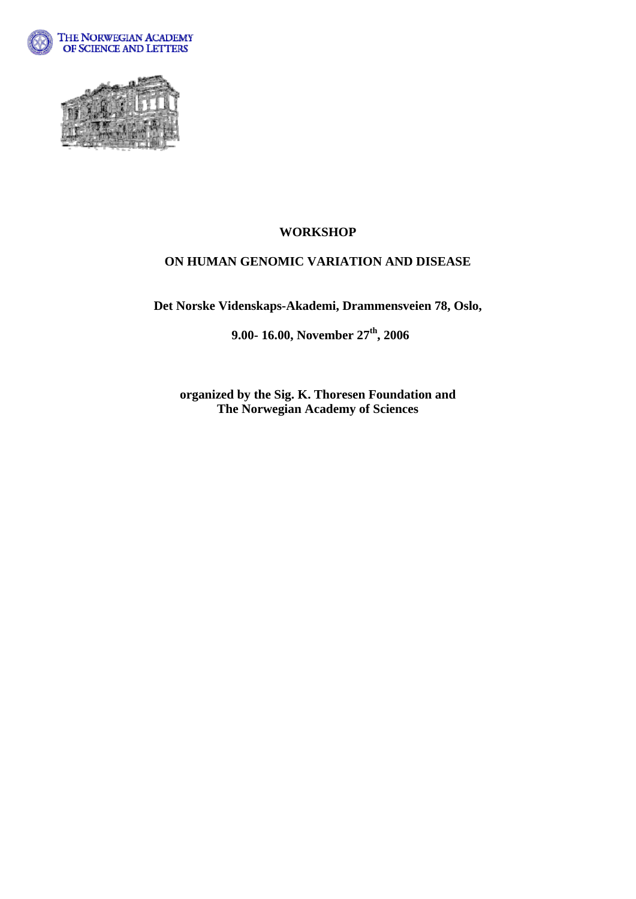THE NORWEGIAN ACADEMY OF SCIENCE AND LETTERS

# WORKSHOP

## ON HUMAN GENOMIC VARIATION AND DISEASE

**Det Norske Videnskaps-Akademi, Drammensveien 78, Oslo,**

**9.00- 16.00, November 27th, 2006**

**organized by the Sig. K. Thoresen Foundation and The Norwegian Academy of Sciences**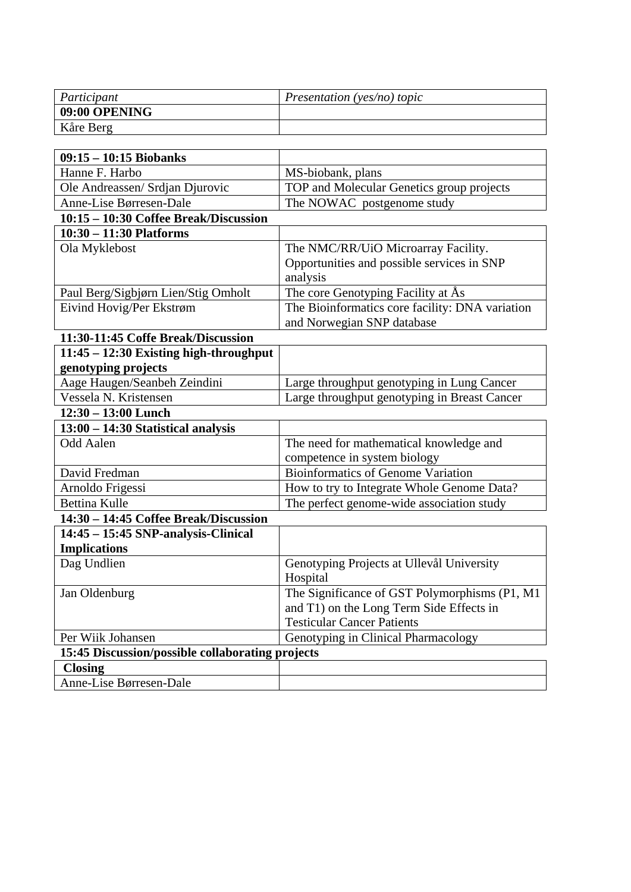| *Participant* | *Presentation (yes/no) topic* |
|---|---|
| **09:00 OPENING** | |
| Kåre Berg | |

| | |
|---|---|
| **09:15 – 10:15 Biobanks** | |
| Hanne F. Harbo | MS-biobank, plans |
| Ole Andreassen/ Srdjan Djurovic | TOP and Molecular Genetics group projects |
| Anne-Lise Børresen-Dale | The NOWAC postgenome study |
| **10:15 – 10:30 Coffee Break/Discussion** | |
| **10:30 – 11:30 Platforms** | |
| Ola Myklebost | The NMC/RR/UiO Microarray Facility. Opportunities and possible services in SNP analysis |
| Paul Berg/Sigbjørn Lien/Stig Omholt | The core Genotyping Facility at Ås |
| Eivind Hovig/Per Ekstrøm | The Bioinformatics core facility: DNA variation and Norwegian SNP database |
| **11:30-11:45 Coffe Break/Discussion** | |
| **11:45 – 12:30 Existing high-throughput genotyping projects** | |
| Aage Haugen/Seanbeh Zeindini | Large throughput genotyping in Lung Cancer |
| Vessela N. Kristensen | Large throughput genotyping in Breast Cancer |
| **12:30 – 13:00 Lunch** | |
| **13:00 – 14:30 Statistical analysis** | |
| Odd Aalen | The need for mathematical knowledge and competence in system biology |
| David Fredman | Bioinformatics of Genome Variation |
| Arnoldo Frigessi | How to try to Integrate Whole Genome Data? |
| Bettina Kulle | The perfect genome-wide association study |
| **14:30 – 14:45 Coffee Break/Discussion** | |
| **14:45 – 15:45 SNP-analysis-Clinical Implications** | |
| Dag Undlien | Genotyping Projects at Ullevål University Hospital |
| Jan Oldenburg | The Significance of GST Polymorphisms (P1, M1 and T1) on the Long Term Side Effects in Testicular Cancer Patients |
| Per Wiik Johansen | Genotyping in Clinical Pharmacology |
| **15:45 Discussion/possible collaborating projects** | |
| **Closing** | |
| Anne-Lise Børresen-Dale | |